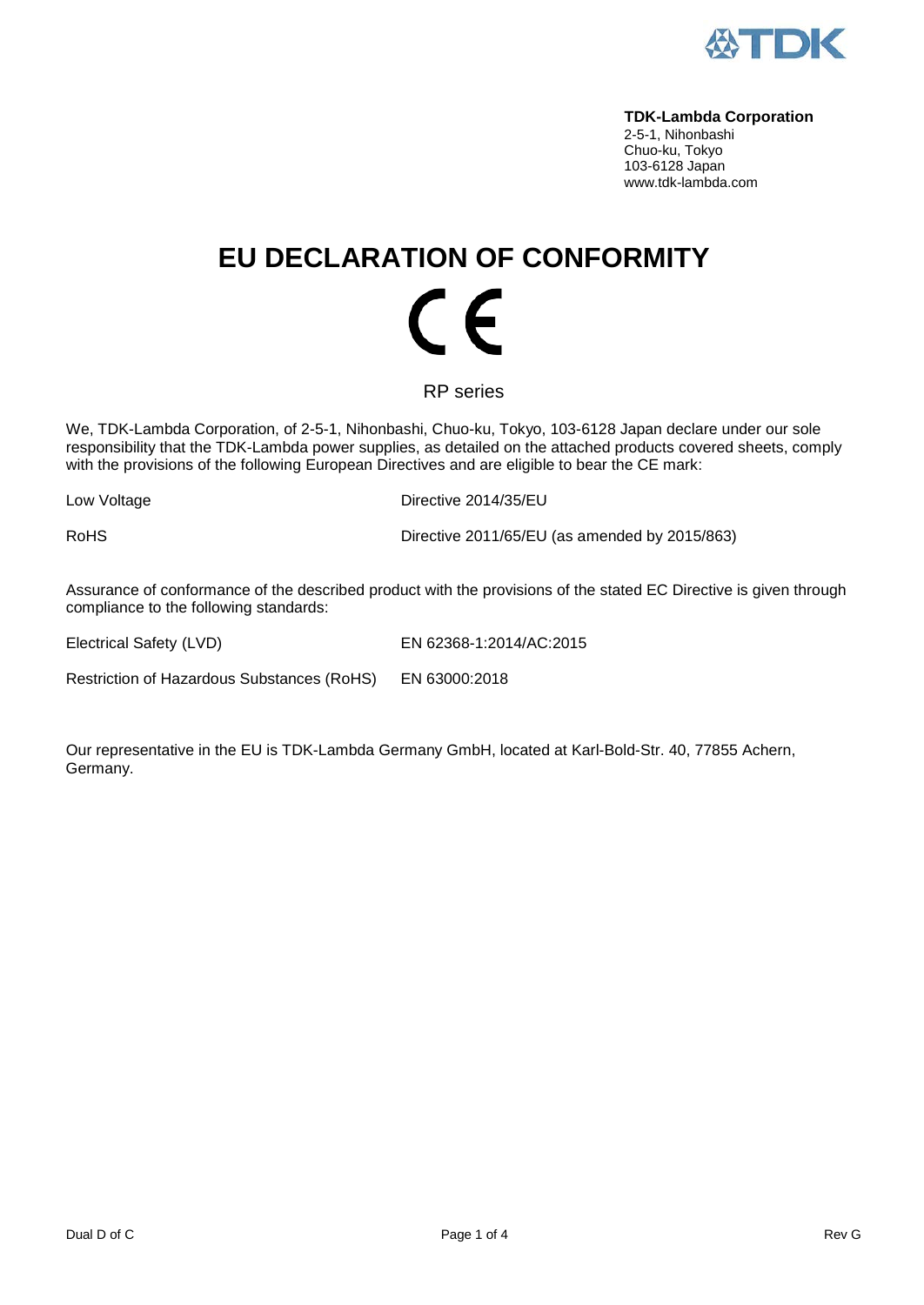**TDK-Lambda Corporation**
2-5-1, Nihonbashi
Chuo-ku, Tokyo
103-6128 Japan
www.tdk-lambda.com

# EU DECLARATION OF CONFORMITY

CE

RP series

We, TDK-Lambda Corporation, of 2-5-1, Nihonbashi, Chuo-ku, Tokyo, 103-6128 Japan declare under our sole responsibility that the TDK-Lambda power supplies, as detailed on the attached products covered sheets, comply with the provisions of the following European Directives and are eligible to bear the CE mark:

| | |
|---|---|
| Low Voltage | Directive 2014/35/EU |
| RoHS | Directive 2011/65/EU (as amended by 2015/863) |

Assurance of conformance of the described product with the provisions of the stated EC Directive is given through compliance to the following standards:

| | |
|---|---|
| Electrical Safety (LVD) | EN 62368-1:2014/AC:2015 |
| Restriction of Hazardous Substances (RoHS) | EN 63000:2018 |

Our representative in the EU is TDK-Lambda Germany GmbH, located at Karl-Bold-Str. 40, 77855 Achern, Germany.

Dual D of C

Rev G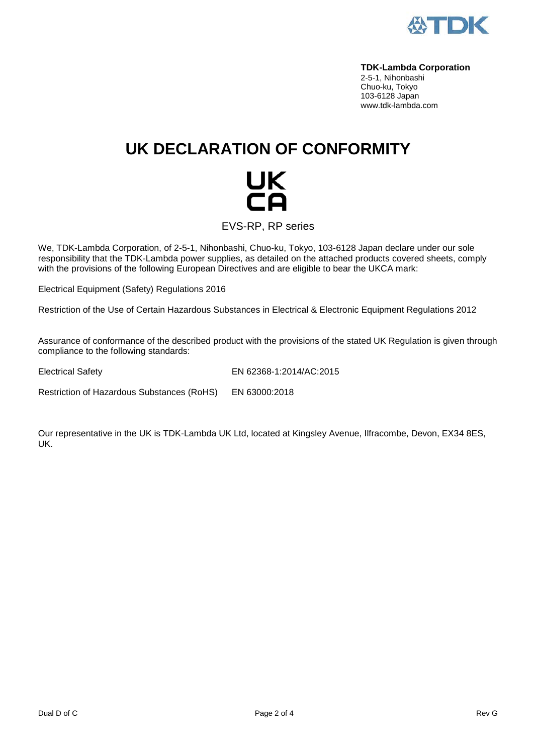**TDK-Lambda Corporation**
2-5-1, Nihonbashi
Chuo-ku, Tokyo
103-6128 Japan
www.tdk-lambda.com

# UK DECLARATION OF CONFORMITY

UK
CA

EVS-RP, RP series

We, TDK-Lambda Corporation, of 2-5-1, Nihonbashi, Chuo-ku, Tokyo, 103-6128 Japan declare under our sole responsibility that the TDK-Lambda power supplies, as detailed on the attached products covered sheets, comply with the provisions of the following European Directives and are eligible to bear the UKCA mark:

Electrical Equipment (Safety) Regulations 2016

Restriction of the Use of Certain Hazardous Substances in Electrical & Electronic Equipment Regulations 2012

Assurance of conformance of the described product with the provisions of the stated UK Regulation is given through compliance to the following standards:

| | |
|---|---|
| Electrical Safety | EN 62368-1:2014/AC:2015 |
| Restriction of Hazardous Substances (RoHS) | EN 63000:2018 |

Our representative in the UK is TDK-Lambda UK Ltd, located at Kingsley Avenue, Ilfracombe, Devon, EX34 8ES, UK.

Dual D of C | Rev G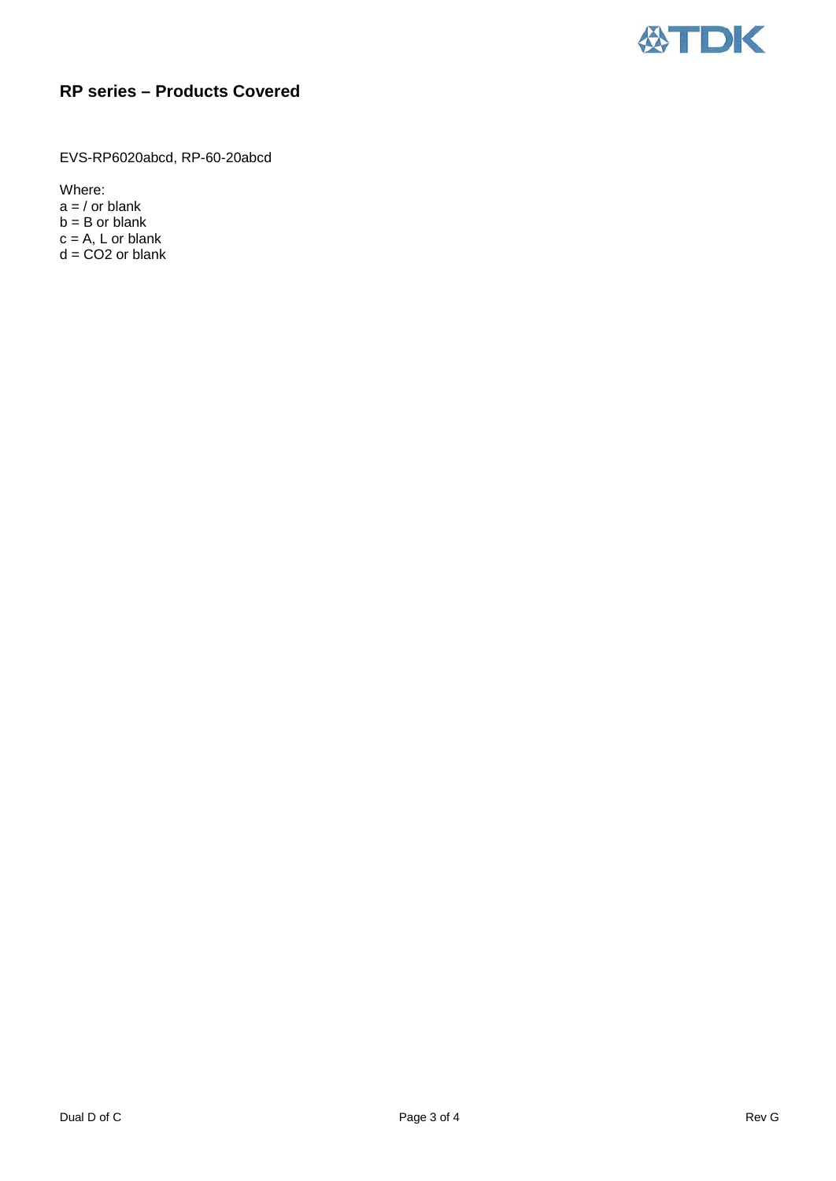## RP series – Products Covered

EVS-RP6020abcd, RP-60-20abcd

Where:
a = / or blank
b = B or blank
c = A, L or blank
d = CO2 or blank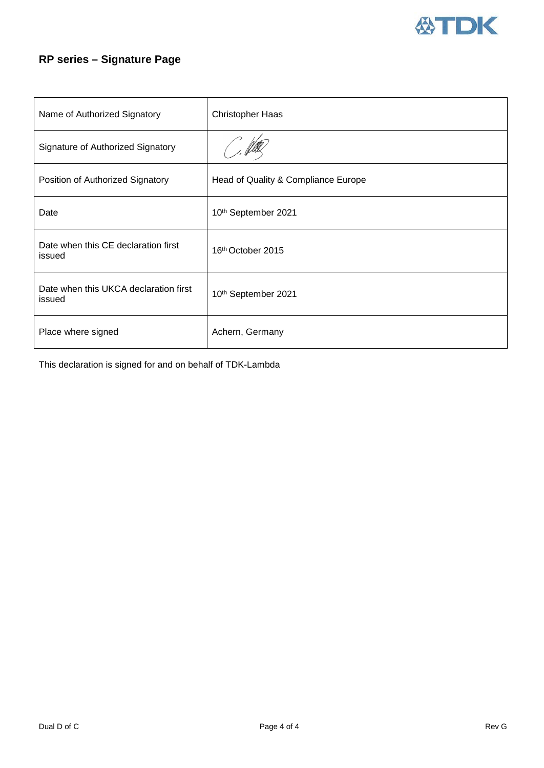## RP series – Signature Page

| | |
|---|---|
| Name of Authorized Signatory | Christopher Haas |
| Signature of Authorized Signatory | |
| Position of Authorized Signatory | Head of Quality & Compliance Europe |
| Date | 10th September 2021 |
| Date when this CE declaration first issued | 16th October 2015 |
| Date when this UKCA declaration first issued | 10th September 2021 |
| Place where signed | Achern, Germany |

This declaration is signed for and on behalf of TDK-Lambda